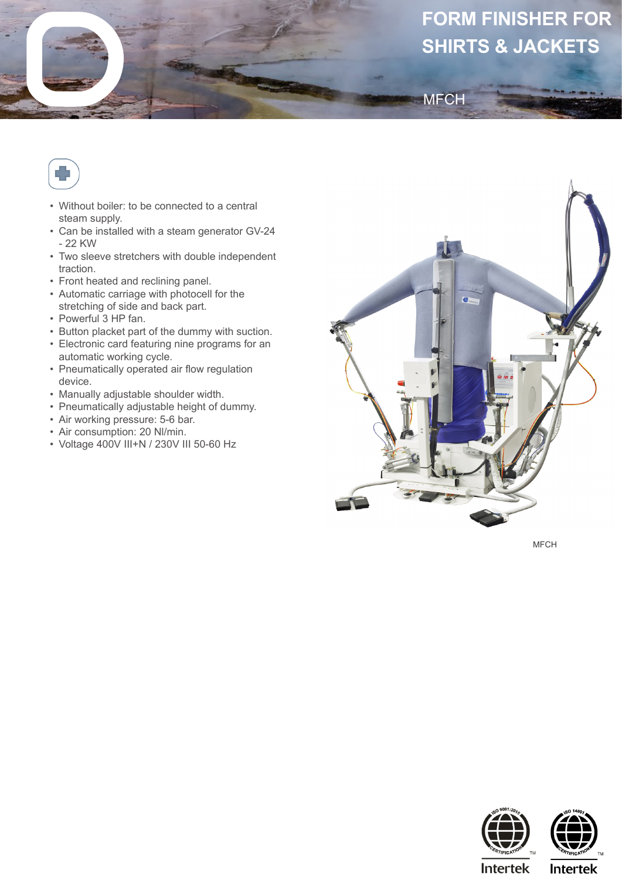# FORM FINISHER FOR SHIRTS & JACKETS

MFCH

- Without boiler: to be connected to a central steam supply.
- Can be installed with a steam generator GV-24 - 22 KW
- Two sleeve stretchers with double independent traction.
- Front heated and reclining panel.
- Automatic carriage with photocell for the stretching of side and back part.
- Powerful 3 HP fan.
- Button placket part of the dummy with suction.
- Electronic card featuring nine programs for an automatic working cycle.
- Pneumatically operated air flow regulation device.
- Manually adjustable shoulder width.
- Pneumatically adjustable height of dummy.
- Air working pressure: 5-6 bar.
- Air consumption: 20 Nl/min.
- Voltage 400V III+N / 230V III 50-60 Hz

MFCH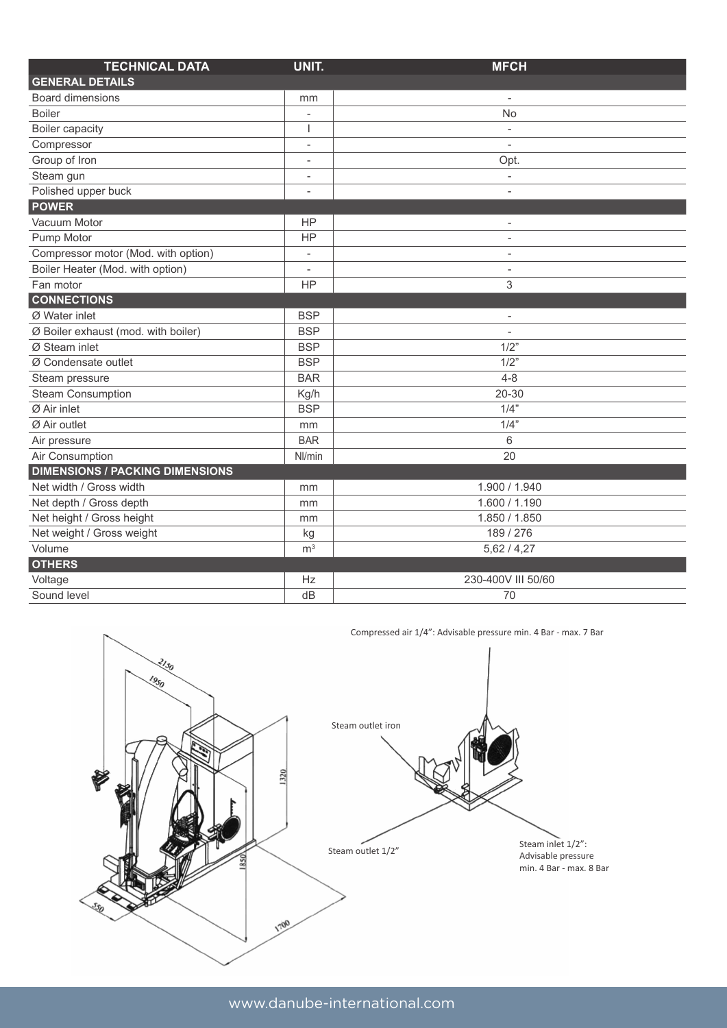| TECHNICAL DATA | UNIT. | MFCH |
|---|---|---|
| **GENERAL DETAILS** | | |
| Board dimensions | mm | - |
| Boiler | - | No |
| Boiler capacity | l | - |
| Compressor | - | - |
| Group of Iron | - | Opt. |
| Steam gun | - | - |
| Polished upper buck | - | - |
| **POWER** | | |
| Vacuum Motor | HP | - |
| Pump Motor | HP | - |
| Compressor motor (Mod. with option) | - | - |
| Boiler Heater (Mod. with option) | - | - |
| Fan motor | HP | 3 |
| **CONNECTIONS** | | |
| Ø Water inlet | BSP | - |
| Ø Boiler exhaust (mod. with boiler) | BSP | - |
| Ø Steam inlet | BSP | 1/2” |
| Ø Condensate outlet | BSP | 1/2” |
| Steam pressure | BAR | 4-8 |
| Steam Consumption | Kg/h | 20-30 |
| Ø Air inlet | BSP | 1/4” |
| Ø Air outlet | mm | 1/4” |
| Air pressure | BAR | 6 |
| Air Consumption | Nl/min | 20 |
| **DIMENSIONS / PACKING DIMENSIONS** | | |
| Net width / Gross width | mm | 1.900 / 1.940 |
| Net depth / Gross depth | mm | 1.600 / 1.190 |
| Net height / Gross height | mm | 1.850 / 1.850 |
| Net weight / Gross weight | kg | 189 / 276 |
| Volume | $m^3$ | 5,62 / 4,27 |
| **OTHERS** | | |
| Voltage | Hz | 230-400V III 50/60 |
| Sound level | dB | 70 |

2150

1950

1320

1850

550

1700

Compressed air 1/4”: Advisable pressure min. 4 Bar - max. 7 Bar

Steam outlet iron

Steam outlet 1/2”

Steam inlet 1/2”: Advisable pressure min. 4 Bar - max. 8 Bar

www.danube-international.com